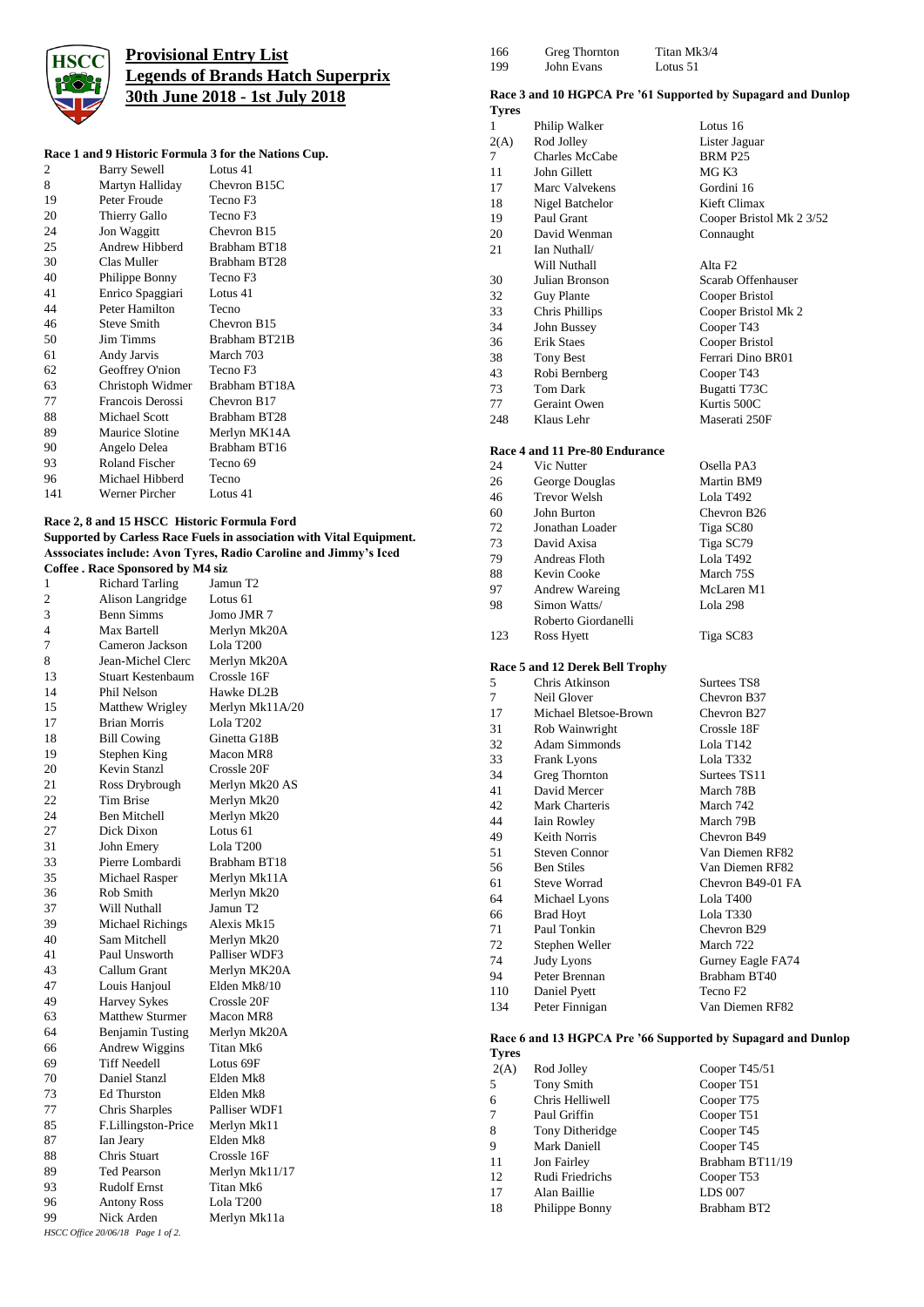# Provisional Entry List
## Legends of Brands Hatch Superprix
## 30th June 2018 - 1st July 2018

### Race 1 and 9 Historic Formula 3 for the Nations Cup.

| | | |
|---|---|---|
| 2 | Barry Sewell | Lotus 41 |
| 8 | Martyn Halliday | Chevron B15C |
| 19 | Peter Froude | Tecno F3 |
| 20 | Thierry Gallo | Tecno F3 |
| 24 | Jon Waggitt | Chevron B15 |
| 25 | Andrew Hibberd | Brabham BT18 |
| 30 | Clas Muller | Brabham BT28 |
| 40 | Philippe Bonny | Tecno F3 |
| 41 | Enrico Spaggiari | Lotus 41 |
| 44 | Peter Hamilton | Tecno |
| 46 | Steve Smith | Chevron B15 |
| 50 | Jim Timms | Brabham BT21B |
| 61 | Andy Jarvis | March 703 |
| 62 | Geoffrey O'nion | Tecno F3 |
| 63 | Christoph Widmer | Brabham BT18A |
| 77 | Francois Derossi | Chevron B17 |
| 88 | Michael Scott | Brabham BT28 |
| 89 | Maurice Slotine | Merlyn MK14A |
| 90 | Angelo Delea | Brabham BT16 |
| 93 | Roland Fischer | Tecno 69 |
| 96 | Michael Hibberd | Tecno |
| 141 | Werner Pircher | Lotus 41 |

### Race 2, 8 and 15 HSCC Historic Formula Ford
**Supported by Carless Race Fuels in association with Vital Equipment. Asssociates include: Avon Tyres, Radio Caroline and Jimmy's Iced Coffee . Race Sponsored by M4 siz**

| | | |
|---|---|---|
| 1 | Richard Tarling | Jamun T2 |
| 2 | Alison Langridge | Lotus 61 |
| 3 | Benn Simms | Jomo JMR 7 |
| 4 | Max Bartell | Merlyn Mk20A |
| 7 | Cameron Jackson | Lola T200 |
| 8 | Jean-Michel Clerc | Merlyn Mk20A |
| 13 | Stuart Kestenbaum | Crossle 16F |
| 14 | Phil Nelson | Hawke DL2B |
| 15 | Matthew Wrigley | Merlyn Mk11A/20 |
| 17 | Brian Morris | Lola T202 |
| 18 | Bill Cowing | Ginetta G18B |
| 19 | Stephen King | Macon MR8 |
| 20 | Kevin Stanzl | Crossle 20F |
| 21 | Ross Drybrough | Merlyn Mk20 AS |
| 22 | Tim Brise | Merlyn Mk20 |
| 24 | Ben Mitchell | Merlyn Mk20 |
| 27 | Dick Dixon | Lotus 61 |
| 31 | John Emery | Lola T200 |
| 33 | Pierre Lombardi | Brabham BT18 |
| 35 | Michael Rasper | Merlyn Mk11A |
| 36 | Rob Smith | Merlyn Mk20 |
| 37 | Will Nuthall | Jamun T2 |
| 39 | Michael Richings | Alexis Mk15 |
| 40 | Sam Mitchell | Merlyn Mk20 |
| 41 | Paul Unsworth | Palliser WDF3 |
| 43 | Callum Grant | Merlyn MK20A |
| 47 | Louis Hanjoul | Elden Mk8/10 |
| 49 | Harvey Sykes | Crossle 20F |
| 63 | Matthew Sturmer | Macon MR8 |
| 64 | Benjamin Tusting | Merlyn Mk20A |
| 66 | Andrew Wiggins | Titan Mk6 |
| 69 | Tiff Needell | Lotus 69F |
| 70 | Daniel Stanzl | Elden Mk8 |
| 73 | Ed Thurston | Elden Mk8 |
| 77 | Chris Sharples | Palliser WDF1 |
| 85 | F.Lillingston-Price | Merlyn Mk11 |
| 87 | Ian Jeary | Elden Mk8 |
| 88 | Chris Stuart | Crossle 16F |
| 89 | Ted Pearson | Merlyn Mk11/17 |
| 93 | Rudolf Ernst | Titan Mk6 |
| 96 | Antony Ross | Lola T200 |
| 99 | Nick Arden | Merlyn Mk11a |
| 166 | Greg Thornton | Titan Mk3/4 |
| 199 | John Evans | Lotus 51 |

*HSCC Office 20/06/18 Page 1 of 2.*

### Race 3 and 10 HGPCA Pre '61 Supported by Supagard and Dunlop Tyres

| | | |
|---|---|---|
| 1 | Philip Walker | Lotus 16 |
| 2(A) | Rod Jolley | Lister Jaguar |
| 7 | Charles McCabe | BRM P25 |
| 11 | John Gillett | MG K3 |
| 17 | Marc Valvekens | Gordini 16 |
| 18 | Nigel Batchelor | Kieft Climax |
| 19 | Paul Grant | Cooper Bristol Mk 2 3/52 |
| 20 | David Wenman | Connaught |
| 21 | Ian Nuthall/ Will Nuthall | Alta F2 |
| 30 | Julian Bronson | Scarab Offenhauser |
| 32 | Guy Plante | Cooper Bristol |
| 33 | Chris Phillips | Cooper Bristol Mk 2 |
| 34 | John Bussey | Cooper T43 |
| 36 | Erik Staes | Cooper Bristol |
| 38 | Tony Best | Ferrari Dino BR01 |
| 43 | Robi Bernberg | Cooper T43 |
| 73 | Tom Dark | Bugatti T73C |
| 77 | Geraint Owen | Kurtis 500C |
| 248 | Klaus Lehr | Maserati 250F |

### Race 4 and 11 Pre-80 Endurance

| | | |
|---|---|---|
| 24 | Vic Nutter | Osella PA3 |
| 26 | George Douglas | Martin BM9 |
| 46 | Trevor Welsh | Lola T492 |
| 60 | John Burton | Chevron B26 |
| 72 | Jonathan Loader | Tiga SC80 |
| 73 | David Axisa | Tiga SC79 |
| 79 | Andreas Floth | Lola T492 |
| 88 | Kevin Cooke | March 75S |
| 97 | Andrew Wareing | McLaren M1 |
| 98 | Simon Watts/ Roberto Giordanelli | Lola 298 |
| 123 | Ross Hyett | Tiga SC83 |

### Race 5 and 12 Derek Bell Trophy

| | | |
|---|---|---|
| 5 | Chris Atkinson | Surtees TS8 |
| 7 | Neil Glover | Chevron B37 |
| 17 | Michael Bletsoe-Brown | Chevron B27 |
| 31 | Rob Wainwright | Crossle 18F |
| 32 | Adam Simmonds | Lola T142 |
| 33 | Frank Lyons | Lola T332 |
| 34 | Greg Thornton | Surtees TS11 |
| 41 | David Mercer | March 78B |
| 42 | Mark Charteris | March 742 |
| 44 | Iain Rowley | March 79B |
| 49 | Keith Norris | Chevron B49 |
| 51 | Steven Connor | Van Diemen RF82 |
| 56 | Ben Stiles | Van Diemen RF82 |
| 61 | Steve Worrad | Chevron B49-01 FA |
| 64 | Michael Lyons | Lola T400 |
| 66 | Brad Hoyt | Lola T330 |
| 71 | Paul Tonkin | Chevron B29 |
| 72 | Stephen Weller | March 722 |
| 74 | Judy Lyons | Gurney Eagle FA74 |
| 94 | Peter Brennan | Brabham BT40 |
| 110 | Daniel Pyett | Tecno F2 |
| 134 | Peter Finnigan | Van Diemen RF82 |

### Race 6 and 13 HGPCA Pre '66 Supported by Supagard and Dunlop Tyres

| | | |
|---|---|---|
| 2(A) | Rod Jolley | Cooper T45/51 |
| 5 | Tony Smith | Cooper T51 |
| 6 | Chris Helliwell | Cooper T75 |
| 7 | Paul Griffin | Cooper T51 |
| 8 | Tony Ditheridge | Cooper T45 |
| 9 | Mark Daniell | Cooper T45 |
| 11 | Jon Fairley | Brabham BT11/19 |
| 12 | Rudi Friedrichs | Cooper T53 |
| 17 | Alan Baillie | LDS 007 |
| 18 | Philippe Bonny | Brabham BT2 |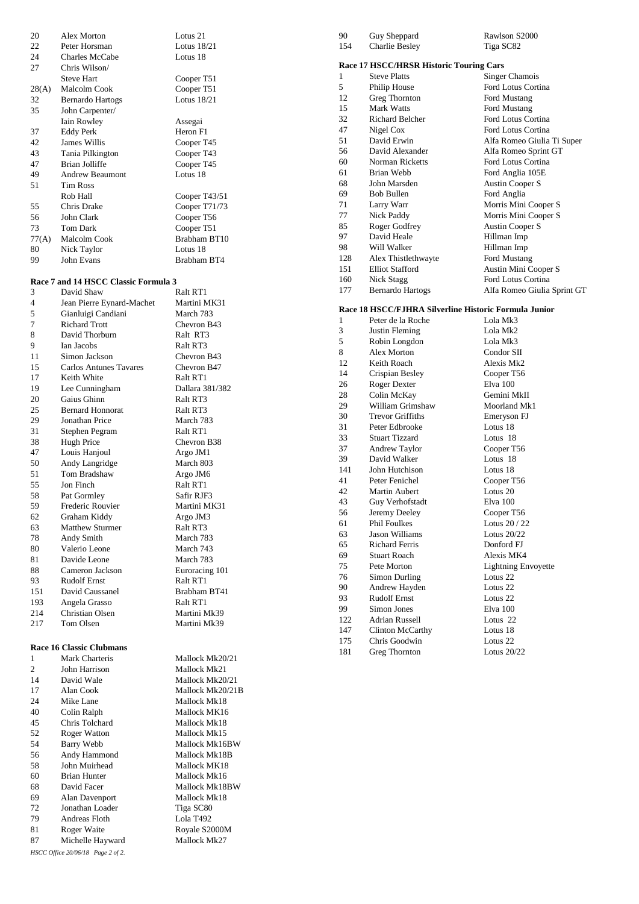| | | |
|---|---|---|
| 20 | Alex Morton | Lotus 21 |
| 22 | Peter Horsman | Lotus 18/21 |
| 24 | Charles McCabe | Lotus 18 |
| 27 | Chris Wilson/ Steve Hart | Cooper T51 |
| 28(A) | Malcolm Cook | Cooper T51 |
| 32 | Bernardo Hartogs | Lotus 18/21 |
| 35 | John Carpenter/ Iain Rowley | Assegai |
| 37 | Eddy Perk | Heron F1 |
| 42 | James Willis | Cooper T45 |
| 43 | Tania Pilkington | Cooper T43 |
| 47 | Brian Jolliffe | Cooper T45 |
| 49 | Andrew Beaumont | Lotus 18 |
| 51 | Tim Ross Rob Hall | Cooper T43/51 |
| 55 | Chris Drake | Cooper T71/73 |
| 56 | John Clark | Cooper T56 |
| 73 | Tom Dark | Cooper T51 |
| 77(A) | Malcolm Cook | Brabham BT10 |
| 80 | Nick Taylor | Lotus 18 |
| 99 | John Evans | Brabham BT4 |

### Race 7 and 14 HSCC Classic Formula 3

| | | |
|---|---|---|
| 3 | David Shaw | Ralt RT1 |
| 4 | Jean Pierre Eynard-Machet | Martini MK31 |
| 5 | Gianluigi Candiani | March 783 |
| 7 | Richard Trott | Chevron B43 |
| 8 | David Thorburn | Ralt RT3 |
| 9 | Ian Jacobs | Ralt RT3 |
| 11 | Simon Jackson | Chevron B43 |
| 15 | Carlos Antunes Tavares | Chevron B47 |
| 17 | Keith White | Ralt RT1 |
| 19 | Lee Cunningham | Dallara 381/382 |
| 20 | Gaius Ghinn | Ralt RT3 |
| 25 | Bernard Honnorat | Ralt RT3 |
| 29 | Jonathan Price | March 783 |
| 31 | Stephen Pegram | Ralt RT1 |
| 38 | Hugh Price | Chevron B38 |
| 47 | Louis Hanjoul | Argo JM1 |
| 50 | Andy Langridge | March 803 |
| 51 | Tom Bradshaw | Argo JM6 |
| 55 | Jon Finch | Ralt RT1 |
| 58 | Pat Gormley | Safir RJF3 |
| 59 | Frederic Rouvier | Martini MK31 |
| 62 | Graham Kiddy | Argo JM3 |
| 63 | Matthew Sturmer | Ralt RT3 |
| 78 | Andy Smith | March 783 |
| 80 | Valerio Leone | March 743 |
| 81 | Davide Leone | March 783 |
| 88 | Cameron Jackson | Euroracing 101 |
| 93 | Rudolf Ernst | Ralt RT1 |
| 151 | David Caussanel | Brabham BT41 |
| 193 | Angela Grasso | Ralt RT1 |
| 214 | Christian Olsen | Martini Mk39 |
| 217 | Tom Olsen | Martini Mk39 |

### Race 16 Classic Clubmans

| | | |
|---|---|---|
| 1 | Mark Charteris | Mallock Mk20/21 |
| 2 | John Harrison | Mallock Mk21 |
| 14 | David Wale | Mallock Mk20/21 |
| 17 | Alan Cook | Mallock Mk20/21B |
| 24 | Mike Lane | Mallock Mk18 |
| 40 | Colin Ralph | Mallock MK16 |
| 45 | Chris Tolchard | Mallock Mk18 |
| 52 | Roger Watton | Mallock Mk15 |
| 54 | Barry Webb | Mallock Mk16BW |
| 56 | Andy Hammond | Mallock Mk18B |
| 58 | John Muirhead | Mallock MK18 |
| 60 | Brian Hunter | Mallock Mk16 |
| 68 | David Facer | Mallock Mk18BW |
| 69 | Alan Davenport | Mallock Mk18 |
| 72 | Jonathan Loader | Tiga SC80 |
| 79 | Andreas Floth | Lola T492 |
| 81 | Roger Waite | Royale S2000M |
| 87 | Michelle Hayward | Mallock Mk27 |
| 90 | Guy Sheppard | Rawlson S2000 |
| 154 | Charlie Besley | Tiga SC82 |

### Race 17 HSCC/HRSR Historic Touring Cars

| | | |
|---|---|---|
| 1 | Steve Platts | Singer Chamois |
| 5 | Philip House | Ford Lotus Cortina |
| 12 | Greg Thornton | Ford Mustang |
| 15 | Mark Watts | Ford Mustang |
| 32 | Richard Belcher | Ford Lotus Cortina |
| 47 | Nigel Cox | Ford Lotus Cortina |
| 51 | David Erwin | Alfa Romeo Giulia Ti Super |
| 56 | David Alexander | Alfa Romeo Sprint GT |
| 60 | Norman Ricketts | Ford Lotus Cortina |
| 61 | Brian Webb | Ford Anglia 105E |
| 68 | John Marsden | Austin Cooper S |
| 69 | Bob Bullen | Ford Anglia |
| 71 | Larry Warr | Morris Mini Cooper S |
| 77 | Nick Paddy | Morris Mini Cooper S |
| 85 | Roger Godfrey | Austin Cooper S |
| 97 | David Heale | Hillman Imp |
| 98 | Will Walker | Hillman Imp |
| 128 | Alex Thistlethwayte | Ford Mustang |
| 151 | Elliot Stafford | Austin Mini Cooper S |
| 160 | Nick Stagg | Ford Lotus Cortina |
| 177 | Bernardo Hartogs | Alfa Romeo Giulia Sprint GT |

### Race 18 HSCC/FJHRA Silverline Historic Formula Junior

| | | |
|---|---|---|
| 1 | Peter de la Roche | Lola Mk3 |
| 3 | Justin Fleming | Lola Mk2 |
| 5 | Robin Longdon | Lola Mk3 |
| 8 | Alex Morton | Condor SII |
| 12 | Keith Roach | Alexis Mk2 |
| 14 | Crispian Besley | Cooper T56 |
| 26 | Roger Dexter | Elva 100 |
| 28 | Colin McKay | Gemini MkII |
| 29 | William Grimshaw | Moorland Mk1 |
| 30 | Trevor Griffiths | Emeryson FJ |
| 31 | Peter Edbrooke | Lotus 18 |
| 33 | Stuart Tizzard | Lotus 18 |
| 37 | Andrew Taylor | Cooper T56 |
| 39 | David Walker | Lotus 18 |
| 141 | John Hutchison | Lotus 18 |
| 41 | Peter Fenichel | Cooper T56 |
| 42 | Martin Aubert | Lotus 20 |
| 43 | Guy Verhofstadt | Elva 100 |
| 56 | Jeremy Deeley | Cooper T56 |
| 61 | Phil Foulkes | Lotus 20 / 22 |
| 63 | Jason Williams | Lotus 20/22 |
| 65 | Richard Ferris | Donford FJ |
| 69 | Stuart Roach | Alexis MK4 |
| 75 | Pete Morton | Lightning Envoyette |
| 76 | Simon Durling | Lotus 22 |
| 90 | Andrew Hayden | Lotus 22 |
| 93 | Rudolf Ernst | Lotus 22 |
| 99 | Simon Jones | Elva 100 |
| 122 | Adrian Russell | Lotus 22 |
| 147 | Clinton McCarthy | Lotus 18 |
| 175 | Chris Goodwin | Lotus 22 |
| 181 | Greg Thornton | Lotus 20/22 |